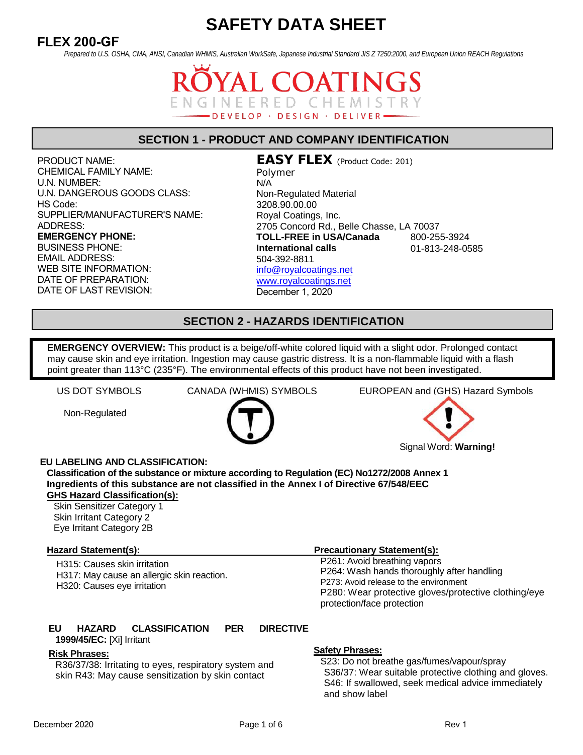# SAFETY DATA SHEET

## FLEX 200-GF

*Prepared to U.S. OSHA, CMA, ANSI, Canadian WHMIS, Australian WorkSafe, Japanese Industrial Standard JIS Z 7250:2000, and European Union REACH Regulations*

RŌYAL COATINGS
ENGINEERED CHEMISTRY
DEVELOP · DESIGN · DELIVER

## SECTION 1 - PRODUCT AND COMPANY IDENTIFICATION

| | | |
|---|---|---|
| PRODUCT NAME: | **EASY FLEX** (Product Code: 201) | |
| CHEMICAL FAMILY NAME: | Polymer | |
| U.N. NUMBER: | N/A | |
| U.N. DANGEROUS GOODS CLASS: | Non-Regulated Material | |
| HS Code: | 3208.90.00.00 | |
| SUPPLIER/MANUFACTURER'S NAME: | Royal Coatings, Inc. | |
| ADDRESS: | 2705 Concord Rd., Belle Chasse, LA 70037 | |
| **EMERGENCY PHONE:** | **TOLL-FREE in USA/Canada** | 800-255-3924 |
| | **International calls** | 01-813-248-0585 |
| BUSINESS PHONE: | 504-392-8811 | |
| EMAIL ADDRESS: | info@royalcoatings.net | |
| WEB SITE INFORMATION: | www.royalcoatings.net | |
| DATE OF PREPARATION: | December 1, 2020 | |
| DATE OF LAST REVISION: | | |

## SECTION 2 - HAZARDS IDENTIFICATION

**EMERGENCY OVERVIEW:** This product is a beige/off-white colored liquid with a slight odor. Prolonged contact may cause skin and eye irritation. Ingestion may cause gastric distress. It is a non-flammable liquid with a flash point greater than 113°C (235°F). The environmental effects of this product have not been investigated.

| US DOT SYMBOLS | CANADA (WHMIS) SYMBOLS | EUROPEAN and (GHS) Hazard Symbols |
|---|---|---|
| Non-Regulated | | Signal Word: **Warning!** |

**EU LABELING AND CLASSIFICATION:**

**Classification of the substance or mixture according to Regulation (EC) No1272/2008 Annex 1**
**Ingredients of this substance are not classified in the Annex I of Directive 67/548/EEC**

**GHS Hazard Classification(s):**

- Skin Sensitizer Category 1
- Skin Irritant Category 2
- Eye Irritant Category 2B

**Hazard Statement(s):**

- H315: Causes skin irritation
- H317: May cause an allergic skin reaction.
- H320: Causes eye irritation

**Precautionary Statement(s):**

- P261: Avoid breathing vapors
- P264: Wash hands thoroughly after handling
- P273: Avoid release to the environment
- P280: Wear protective gloves/protective clothing/eye protection/face protection

**EU HAZARD CLASSIFICATION PER DIRECTIVE 1999/45/EC:** [Xi] Irritant

**Risk Phrases:**

R36/37/38: Irritating to eyes, respiratory system and skin R43: May cause sensitization by skin contact

**Safety Phrases:**

- S23: Do not breathe gas/fumes/vapour/spray
- S36/37: Wear suitable protective clothing and gloves.
- S46: If swallowed, seek medical advice immediately and show label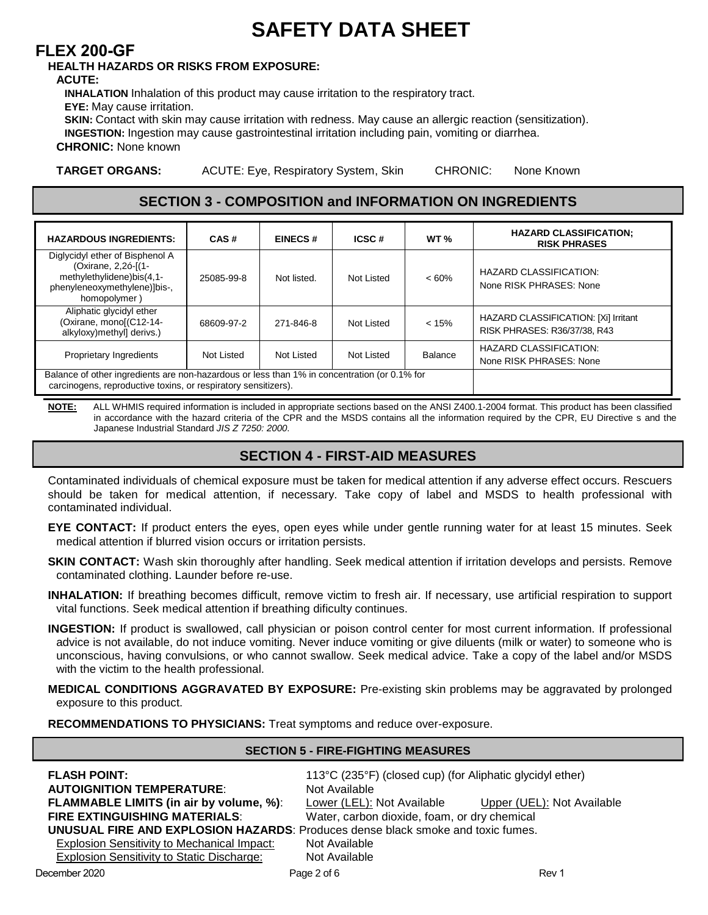# SAFETY DATA SHEET

## FLEX 200-GF

**HEALTH HAZARDS OR RISKS FROM EXPOSURE:**

**ACUTE:**

**INHALATION** Inhalation of this product may cause irritation to the respiratory tract.

**EYE:** May cause irritation.

**SKIN:** Contact with skin may cause irritation with redness. May cause an allergic reaction (sensitization).

**INGESTION:** Ingestion may cause gastrointestinal irritation including pain, vomiting or diarrhea.

**CHRONIC:** None known

**TARGET ORGANS:** ACUTE: Eye, Respiratory System, Skin CHRONIC: None Known

## SECTION 3 - COMPOSITION and INFORMATION ON INGREDIENTS

| HAZARDOUS INGREDIENTS: | CAS # | EINECS # | ICSC # | WT % | HAZARD CLASSIFICATION; RISK PHRASES |
|---|---|---|---|---|---|
| Diglycidyl ether of Bisphenol A (Oxirane, 2,2ó-[(1-methylethylidene)bis(4,1-phenyleneoxymethylene)]bis-, homopolymer ) | 25085-99-8 | Not listed. | Not Listed | < 60% | HAZARD CLASSIFICATION: None RISK PHRASES: None |
| Aliphatic glycidyl ether (Oxirane, mono[(C12-14-alkyloxy)methyl] derivs.) | 68609-97-2 | 271-846-8 | Not Listed | < 15% | HAZARD CLASSIFICATION: [Xi] Irritant RISK PHRASES: R36/37/38, R43 |
| Proprietary Ingredients | Not Listed | Not Listed | Not Listed | Balance | HAZARD CLASSIFICATION: None RISK PHRASES: None |
| Balance of other ingredients are non-hazardous or less than 1% in concentration (or 0.1% for carcinogens, reproductive toxins, or respiratory sensitizers). | | | | | |

**NOTE:** ALL WHMIS required information is included in appropriate sections based on the ANSI Z400.1-2004 format. This product has been classified in accordance with the hazard criteria of the CPR and the MSDS contains all the information required by the CPR, EU Directive s and the Japanese Industrial Standard *JIS Z 7250: 2000*.

## SECTION 4 - FIRST-AID MEASURES

Contaminated individuals of chemical exposure must be taken for medical attention if any adverse effect occurs. Rescuers should be taken for medical attention, if necessary. Take copy of label and MSDS to health professional with contaminated individual.

**EYE CONTACT:** If product enters the eyes, open eyes while under gentle running water for at least 15 minutes. Seek medical attention if blurred vision occurs or irritation persists.

**SKIN CONTACT:** Wash skin thoroughly after handling. Seek medical attention if irritation develops and persists. Remove contaminated clothing. Launder before re-use.

**INHALATION:** If breathing becomes difficult, remove victim to fresh air. If necessary, use artificial respiration to support vital functions. Seek medical attention if breathing dificulty continues.

**INGESTION:** If product is swallowed, call physician or poison control center for most current information. If professional advice is not available, do not induce vomiting. Never induce vomiting or give diluents (milk or water) to someone who is unconscious, having convulsions, or who cannot swallow. Seek medical advice. Take a copy of the label and/or MSDS with the victim to the health professional.

**MEDICAL CONDITIONS AGGRAVATED BY EXPOSURE:** Pre-existing skin problems may be aggravated by prolonged exposure to this product.

**RECOMMENDATIONS TO PHYSICIANS:** Treat symptoms and reduce over-exposure.

## SECTION 5 - FIRE-FIGHTING MEASURES

**FLASH POINT:** 113°C (235°F) (closed cup) (for Aliphatic glycidyl ether)

**AUTOIGNITION TEMPERATURE**: Not Available

**FLAMMABLE LIMITS (in air by volume, %)**: Lower (LEL): Not Available Upper (UEL): Not Available

**FIRE EXTINGUISHING MATERIALS**: Water, carbon dioxide, foam, or dry chemical

**UNUSUAL FIRE AND EXPLOSION HAZARDS**: Produces dense black smoke and toxic fumes.

Explosion Sensitivity to Mechanical Impact: Not Available

Explosion Sensitivity to Static Discharge: Not Available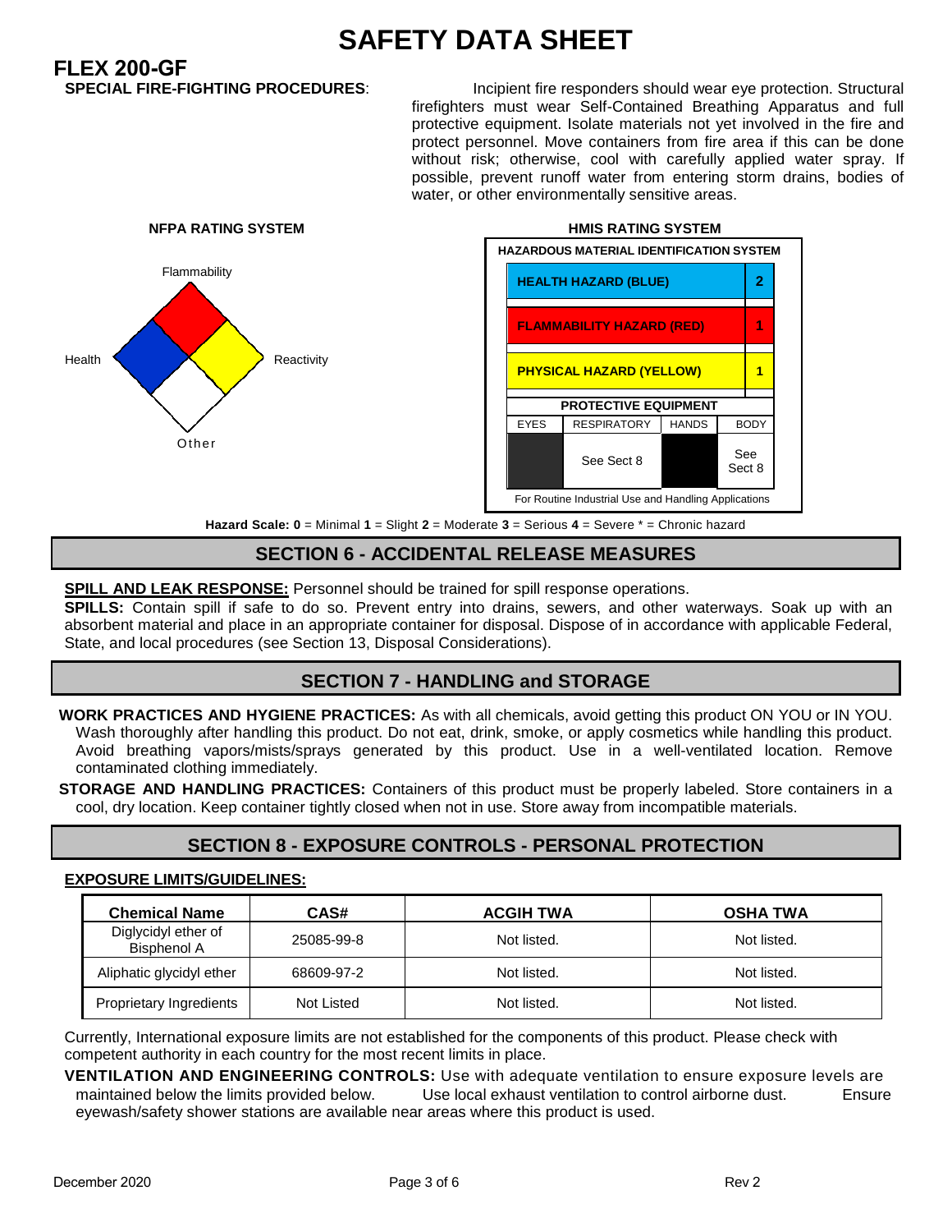# SAFETY DATA SHEET

## FLEX 200-GF

**SPECIAL FIRE-FIGHTING PROCEDURES**: Incipient fire responders should wear eye protection. Structural firefighters must wear Self-Contained Breathing Apparatus and full protective equipment. Isolate materials not yet involved in the fire and protect personnel. Move containers from fire area if this can be done without risk; otherwise, cool with carefully applied water spray. If possible, prevent runoff water from entering storm drains, bodies of water, or other environmentally sensitive areas.

**NFPA RATING SYSTEM**

Flammability

Health

Reactivity

Other

**HMIS RATING SYSTEM**

| HAZARDOUS MATERIAL IDENTIFICATION SYSTEM | | | |
|---|---|---|---|
| HEALTH HAZARD (BLUE) | | | 2 |
| FLAMMABILITY HAZARD (RED) | | | 1 |
| PHYSICAL HAZARD (YELLOW) | | | 1 |
| PROTECTIVE EQUIPMENT | | | |
| EYES | RESPIRATORY | HANDS | BODY |
| | See Sect 8 | | See Sect 8 |

For Routine Industrial Use and Handling Applications

**Hazard Scale: 0** = Minimal **1** = Slight **2** = Moderate **3** = Serious **4** = Severe * = Chronic hazard

## SECTION 6 - ACCIDENTAL RELEASE MEASURES

**SPILL AND LEAK RESPONSE:** Personnel should be trained for spill response operations.

**SPILLS:** Contain spill if safe to do so. Prevent entry into drains, sewers, and other waterways. Soak up with an absorbent material and place in an appropriate container for disposal. Dispose of in accordance with applicable Federal, State, and local procedures (see Section 13, Disposal Considerations).

## SECTION 7 - HANDLING and STORAGE

**WORK PRACTICES AND HYGIENE PRACTICES:** As with all chemicals, avoid getting this product ON YOU or IN YOU. Wash thoroughly after handling this product. Do not eat, drink, smoke, or apply cosmetics while handling this product. Avoid breathing vapors/mists/sprays generated by this product. Use in a well-ventilated location. Remove contaminated clothing immediately.

**STORAGE AND HANDLING PRACTICES:** Containers of this product must be properly labeled. Store containers in a cool, dry location. Keep container tightly closed when not in use. Store away from incompatible materials.

## SECTION 8 - EXPOSURE CONTROLS - PERSONAL PROTECTION

**EXPOSURE LIMITS/GUIDELINES:**

| Chemical Name | CAS# | ACGIH TWA | OSHA TWA |
|---|---|---|---|
| Diglycidyl ether of Bisphenol A | 25085-99-8 | Not listed. | Not listed. |
| Aliphatic glycidyl ether | 68609-97-2 | Not listed. | Not listed. |
| Proprietary Ingredients | Not Listed | Not listed. | Not listed. |

Currently, International exposure limits are not established for the components of this product. Please check with competent authority in each country for the most recent limits in place.

**VENTILATION AND ENGINEERING CONTROLS:** Use with adequate ventilation to ensure exposure levels are maintained below the limits provided below. Use local exhaust ventilation to control airborne dust. Ensure eyewash/safety shower stations are available near areas where this product is used.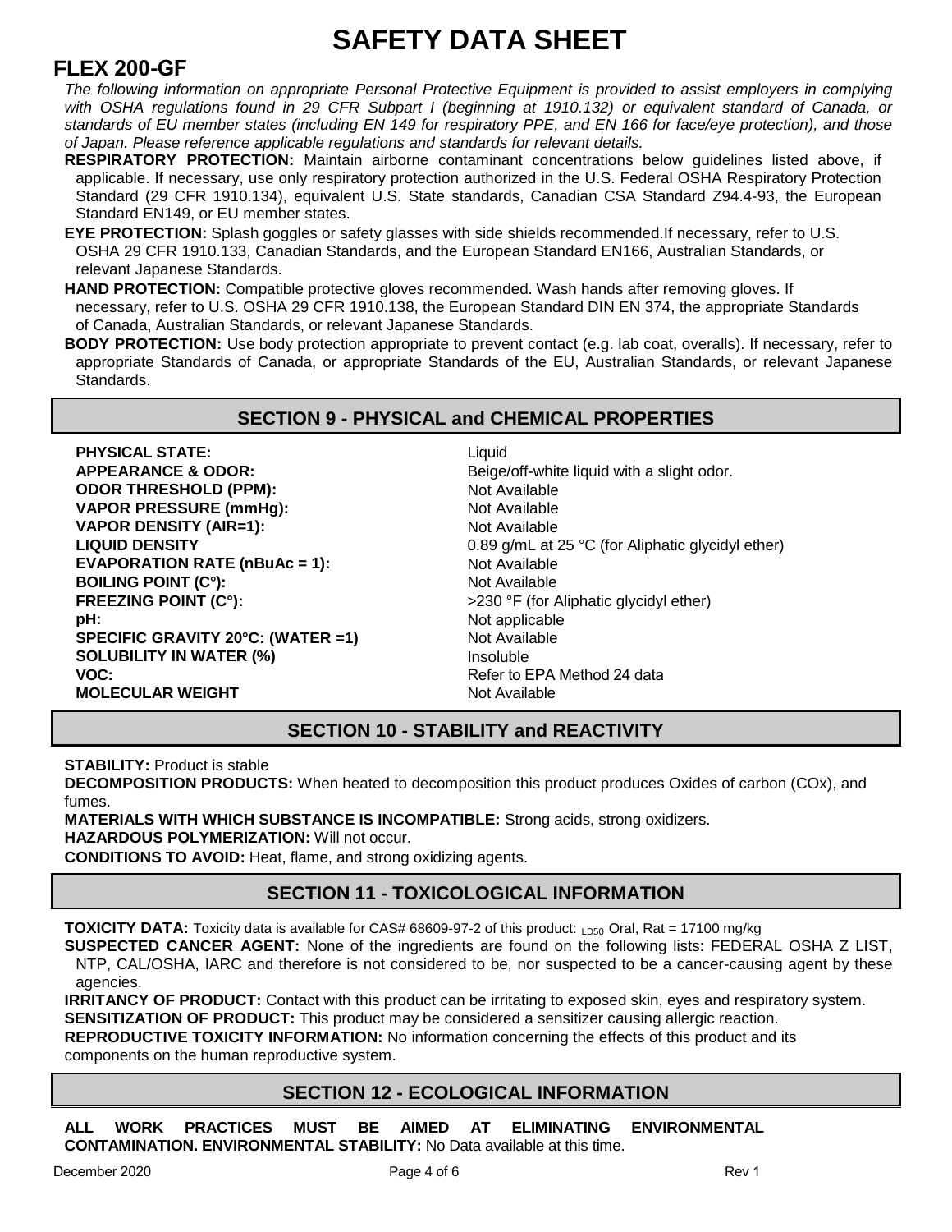# SAFETY DATA SHEET

## FLEX 200-GF

*The following information on appropriate Personal Protective Equipment is provided to assist employers in complying with OSHA regulations found in 29 CFR Subpart I (beginning at 1910.132) or equivalent standard of Canada, or standards of EU member states (including EN 149 for respiratory PPE, and EN 166 for face/eye protection), and those of Japan. Please reference applicable regulations and standards for relevant details.*

**RESPIRATORY PROTECTION:** Maintain airborne contaminant concentrations below guidelines listed above, if applicable. If necessary, use only respiratory protection authorized in the U.S. Federal OSHA Respiratory Protection Standard (29 CFR 1910.134), equivalent U.S. State standards, Canadian CSA Standard Z94.4-93, the European Standard EN149, or EU member states.

**EYE PROTECTION:** Splash goggles or safety glasses with side shields recommended.If necessary, refer to U.S. OSHA 29 CFR 1910.133, Canadian Standards, and the European Standard EN166, Australian Standards, or relevant Japanese Standards.

**HAND PROTECTION:** Compatible protective gloves recommended. Wash hands after removing gloves. If necessary, refer to U.S. OSHA 29 CFR 1910.138, the European Standard DIN EN 374, the appropriate Standards of Canada, Australian Standards, or relevant Japanese Standards.

**BODY PROTECTION:** Use body protection appropriate to prevent contact (e.g. lab coat, overalls). If necessary, refer to appropriate Standards of Canada, or appropriate Standards of the EU, Australian Standards, or relevant Japanese Standards.

## SECTION 9 - PHYSICAL and CHEMICAL PROPERTIES

| | |
|---|---|
| **PHYSICAL STATE:** | Liquid |
| **APPEARANCE & ODOR:** | Beige/off-white liquid with a slight odor. |
| **ODOR THRESHOLD (PPM):** | Not Available |
| **VAPOR PRESSURE (mmHg):** | Not Available |
| **VAPOR DENSITY (AIR=1):** | Not Available |
| **LIQUID DENSITY** | 0.89 g/mL at 25 °C (for Aliphatic glycidyl ether) |
| **EVAPORATION RATE (nBuAc = 1):** | Not Available |
| **BOILING POINT (C°):** | Not Available |
| **FREEZING POINT (C°):** | >230 °F (for Aliphatic glycidyl ether) |
| **pH:** | Not applicable |
| **SPECIFIC GRAVITY 20°C: (WATER =1)** | Not Available |
| **SOLUBILITY IN WATER (%)** | Insoluble |
| **VOC:** | Refer to EPA Method 24 data |
| **MOLECULAR WEIGHT** | Not Available |

## SECTION 10 - STABILITY and REACTIVITY

**STABILITY:** Product is stable

**DECOMPOSITION PRODUCTS:** When heated to decomposition this product produces Oxides of carbon (COx), and fumes.

**MATERIALS WITH WHICH SUBSTANCE IS INCOMPATIBLE:** Strong acids, strong oxidizers.

**HAZARDOUS POLYMERIZATION:** Will not occur.

**CONDITIONS TO AVOID:** Heat, flame, and strong oxidizing agents.

## SECTION 11 - TOXICOLOGICAL INFORMATION

**TOXICITY DATA:** Toxicity data is available for CAS# 68609-97-2 of this product: $LD_{50}$ Oral, Rat = 17100 mg/kg

**SUSPECTED CANCER AGENT:** None of the ingredients are found on the following lists: FEDERAL OSHA Z LIST, NTP, CAL/OSHA, IARC and therefore is not considered to be, nor suspected to be a cancer-causing agent by these agencies.

**IRRITANCY OF PRODUCT:** Contact with this product can be irritating to exposed skin, eyes and respiratory system.

**SENSITIZATION OF PRODUCT:** This product may be considered a sensitizer causing allergic reaction.

**REPRODUCTIVE TOXICITY INFORMATION:** No information concerning the effects of this product and its components on the human reproductive system.

## SECTION 12 - ECOLOGICAL INFORMATION

**ALL WORK PRACTICES MUST BE AIMED AT ELIMINATING ENVIRONMENTAL CONTAMINATION. ENVIRONMENTAL STABILITY:** No Data available at this time.

December 2020 Rev 1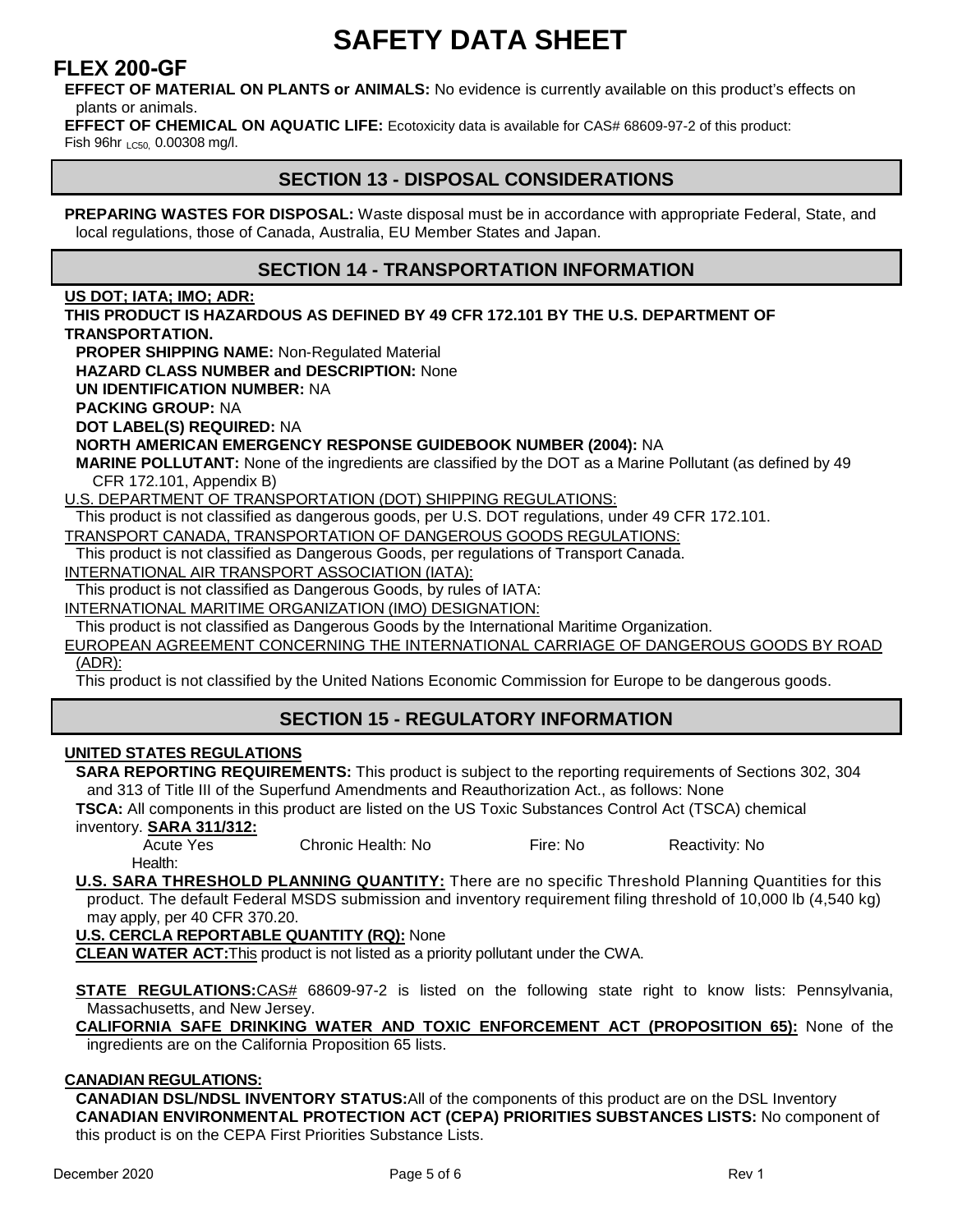**EFFECT OF MATERIAL ON PLANTS or ANIMALS:** No evidence is currently available on this product's effects on plants or animals.

**EFFECT OF CHEMICAL ON AQUATIC LIFE:** Ecotoxicity data is available for CAS# 68609-97-2 of this product: Fish 96hr $_{LC50,}$ 0.00308 mg/l.

## SECTION 13 - DISPOSAL CONSIDERATIONS

**PREPARING WASTES FOR DISPOSAL:** Waste disposal must be in accordance with appropriate Federal, State, and local regulations, those of Canada, Australia, EU Member States and Japan.

## SECTION 14 - TRANSPORTATION INFORMATION

**US DOT; IATA; IMO; ADR:**

**THIS PRODUCT IS HAZARDOUS AS DEFINED BY 49 CFR 172.101 BY THE U.S. DEPARTMENT OF TRANSPORTATION.**

**PROPER SHIPPING NAME:** Non-Regulated Material

**HAZARD CLASS NUMBER and DESCRIPTION:** None

**UN IDENTIFICATION NUMBER:** NA

**PACKING GROUP:** NA

**DOT LABEL(S) REQUIRED:** NA

**NORTH AMERICAN EMERGENCY RESPONSE GUIDEBOOK NUMBER (2004):** NA

**MARINE POLLUTANT:** None of the ingredients are classified by the DOT as a Marine Pollutant (as defined by 49 CFR 172.101, Appendix B)

U.S. DEPARTMENT OF TRANSPORTATION (DOT) SHIPPING REGULATIONS:

This product is not classified as dangerous goods, per U.S. DOT regulations, under 49 CFR 172.101.

TRANSPORT CANADA, TRANSPORTATION OF DANGEROUS GOODS REGULATIONS:

This product is not classified as Dangerous Goods, per regulations of Transport Canada.

INTERNATIONAL AIR TRANSPORT ASSOCIATION (IATA):

This product is not classified as Dangerous Goods, by rules of IATA:

INTERNATIONAL MARITIME ORGANIZATION (IMO) DESIGNATION:

This product is not classified as Dangerous Goods by the International Maritime Organization.

EUROPEAN AGREEMENT CONCERNING THE INTERNATIONAL CARRIAGE OF DANGEROUS GOODS BY ROAD (ADR):

This product is not classified by the United Nations Economic Commission for Europe to be dangerous goods.

## SECTION 15 - REGULATORY INFORMATION

**UNITED STATES REGULATIONS**

**SARA REPORTING REQUIREMENTS:** This product is subject to the reporting requirements of Sections 302, 304 and 313 of Title III of the Superfund Amendments and Reauthorization Act., as follows: None

**TSCA:** All components in this product are listed on the US Toxic Substances Control Act (TSCA) chemical inventory. **SARA 311/312:**

| Acute Health: Yes | Chronic Health: No | Fire: No | Reactivity: No |
|---|---|---|---|

**U.S. SARA THRESHOLD PLANNING QUANTITY:** There are no specific Threshold Planning Quantities for this product. The default Federal MSDS submission and inventory requirement filing threshold of 10,000 lb (4,540 kg) may apply, per 40 CFR 370.20.

**U.S. CERCLA REPORTABLE QUANTITY (RQ):** None

**CLEAN WATER ACT:** This product is not listed as a priority pollutant under the CWA.

**STATE REGULATIONS:** CAS# 68609-97-2 is listed on the following state right to know lists: Pennsylvania, Massachusetts, and New Jersey.

**CALIFORNIA SAFE DRINKING WATER AND TOXIC ENFORCEMENT ACT (PROPOSITION 65):** None of the ingredients are on the California Proposition 65 lists.

**CANADIAN REGULATIONS:**

**CANADIAN DSL/NDSL INVENTORY STATUS:** All of the components of this product are on the DSL Inventory

**CANADIAN ENVIRONMENTAL PROTECTION ACT (CEPA) PRIORITIES SUBSTANCES LISTS:** No component of this product is on the CEPA First Priorities Substance Lists.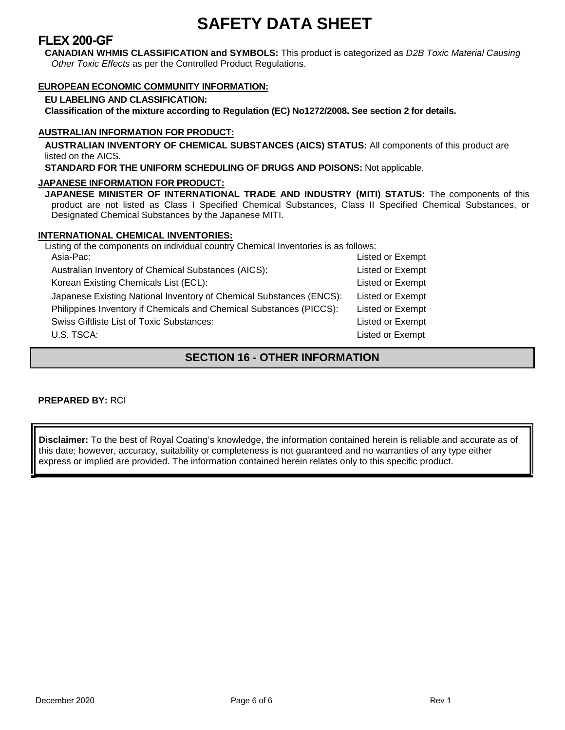# SAFETY DATA SHEET

## FLEX 200-GF

**CANADIAN WHMIS CLASSIFICATION and SYMBOLS:** This product is categorized as *D2B Toxic Material Causing Other Toxic Effects* as per the Controlled Product Regulations.

**EUROPEAN ECONOMIC COMMUNITY INFORMATION:**

**EU LABELING AND CLASSIFICATION:**

**Classification of the mixture according to Regulation (EC) No1272/2008. See section 2 for details.**

**AUSTRALIAN INFORMATION FOR PRODUCT:**

**AUSTRALIAN INVENTORY OF CHEMICAL SUBSTANCES (AICS) STATUS:** All components of this product are listed on the AICS.

**STANDARD FOR THE UNIFORM SCHEDULING OF DRUGS AND POISONS:** Not applicable.

**JAPANESE INFORMATION FOR PRODUCT:**

**JAPANESE MINISTER OF INTERNATIONAL TRADE AND INDUSTRY (MITI) STATUS:** The components of this product are not listed as Class I Specified Chemical Substances, Class II Specified Chemical Substances, or Designated Chemical Substances by the Japanese MITI.

**INTERNATIONAL CHEMICAL INVENTORIES:**

Listing of the components on individual country Chemical Inventories is as follows:

| | |
|---|---|
| Asia-Pac: | Listed or Exempt |
| Australian Inventory of Chemical Substances (AICS): | Listed or Exempt |
| Korean Existing Chemicals List (ECL): | Listed or Exempt |
| Japanese Existing National Inventory of Chemical Substances (ENCS): | Listed or Exempt |
| Philippines Inventory if Chemicals and Chemical Substances (PICCS): | Listed or Exempt |
| Swiss Giftliste List of Toxic Substances: | Listed or Exempt |
| U.S. TSCA: | Listed or Exempt |

## SECTION 16 - OTHER INFORMATION

**PREPARED BY:** RCI

**Disclaimer:** To the best of Royal Coating's knowledge, the information contained herein is reliable and accurate as of this date; however, accuracy, suitability or completeness is not guaranteed and no warranties of any type either express or implied are provided. The information contained herein relates only to this specific product.

December 2020 Rev 1